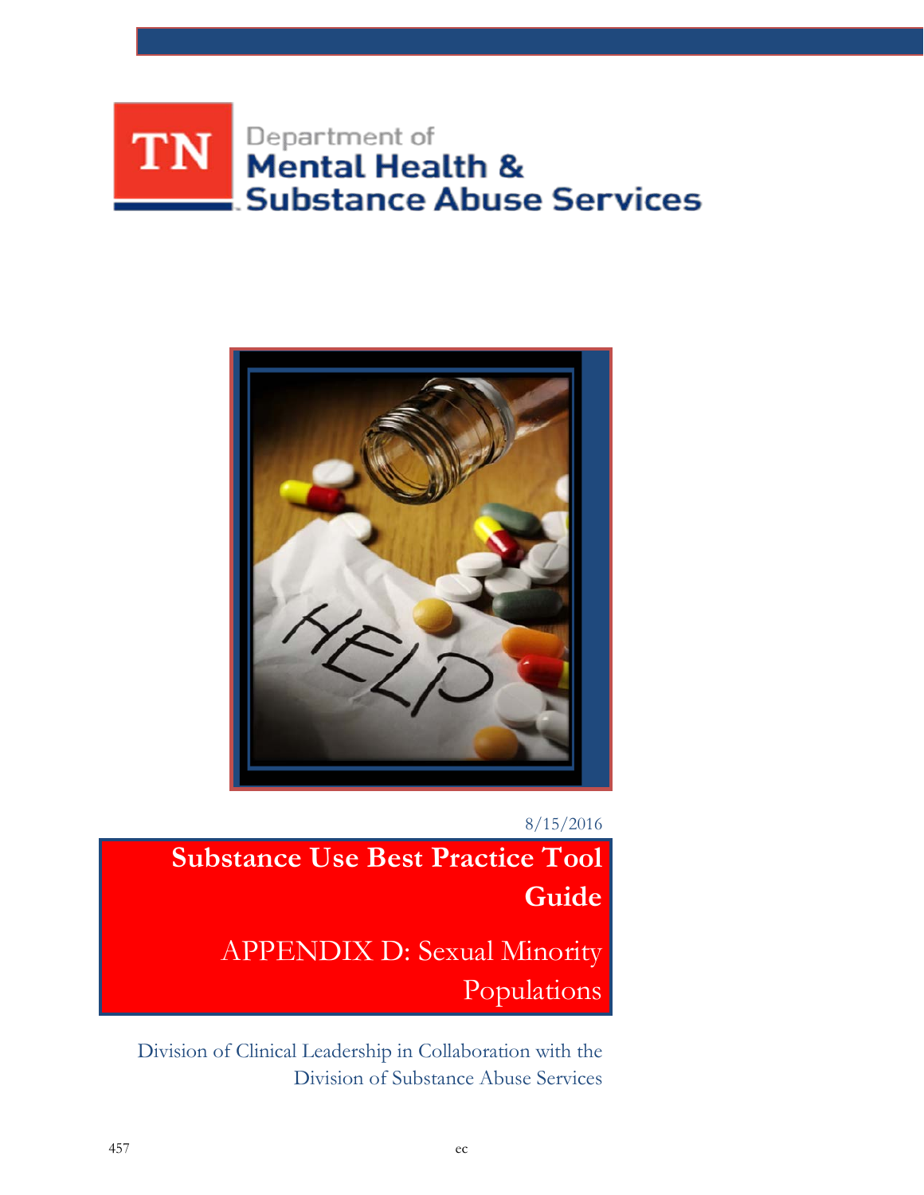TN Department of Mental Health & Substance Abuse Services

8/15/2016

# Substance Use Best Practice Tool Guide

## APPENDIX D: Sexual Minority Populations

Division of Clinical Leadership in Collaboration with the Division of Substance Abuse Services

457 ec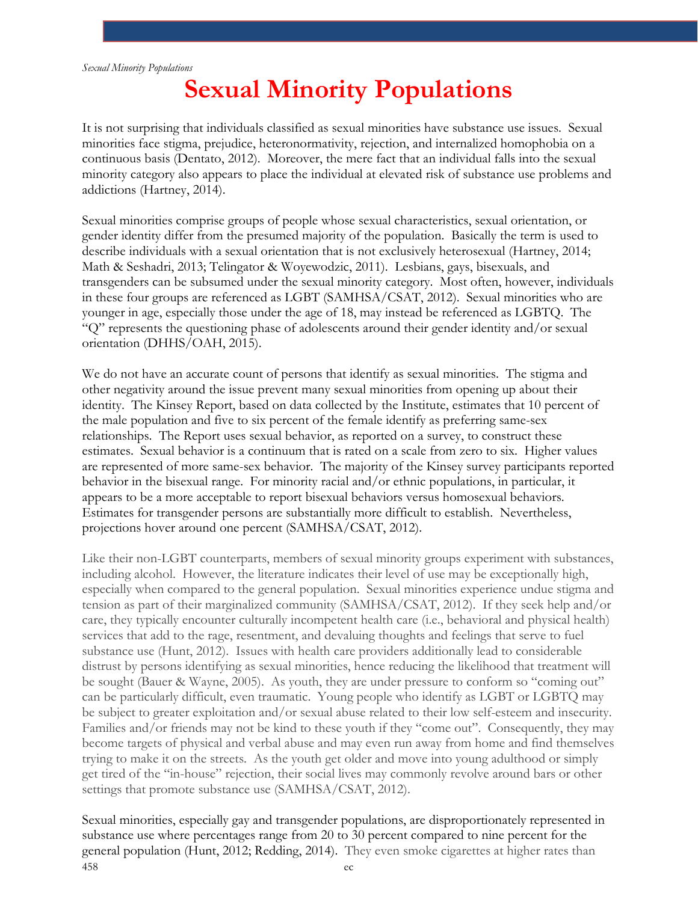# Sexual Minority Populations

It is not surprising that individuals classified as sexual minorities have substance use issues. Sexual minorities face stigma, prejudice, heteronormativity, rejection, and internalized homophobia on a continuous basis (Dentato, 2012). Moreover, the mere fact that an individual falls into the sexual minority category also appears to place the individual at elevated risk of substance use problems and addictions (Hartney, 2014).

Sexual minorities comprise groups of people whose sexual characteristics, sexual orientation, or gender identity differ from the presumed majority of the population. Basically the term is used to describe individuals with a sexual orientation that is not exclusively heterosexual (Hartney, 2014; Math & Seshadri, 2013; Telingator & Woyewodzic, 2011). Lesbians, gays, bisexuals, and transgenders can be subsumed under the sexual minority category. Most often, however, individuals in these four groups are referenced as LGBT (SAMHSA/CSAT, 2012). Sexual minorities who are younger in age, especially those under the age of 18, may instead be referenced as LGBTQ. The "Q" represents the questioning phase of adolescents around their gender identity and/or sexual orientation (DHHS/OAH, 2015).

We do not have an accurate count of persons that identify as sexual minorities. The stigma and other negativity around the issue prevent many sexual minorities from opening up about their identity. The Kinsey Report, based on data collected by the Institute, estimates that 10 percent of the male population and five to six percent of the female identify as preferring same-sex relationships. The Report uses sexual behavior, as reported on a survey, to construct these estimates. Sexual behavior is a continuum that is rated on a scale from zero to six. Higher values are represented of more same-sex behavior. The majority of the Kinsey survey participants reported behavior in the bisexual range. For minority racial and/or ethnic populations, in particular, it appears to be a more acceptable to report bisexual behaviors versus homosexual behaviors. Estimates for transgender persons are substantially more difficult to establish. Nevertheless, projections hover around one percent (SAMHSA/CSAT, 2012).

Like their non-LGBT counterparts, members of sexual minority groups experiment with substances, including alcohol. However, the literature indicates their level of use may be exceptionally high, especially when compared to the general population. Sexual minorities experience undue stigma and tension as part of their marginalized community (SAMHSA/CSAT, 2012). If they seek help and/or care, they typically encounter culturally incompetent health care (i.e., behavioral and physical health) services that add to the rage, resentment, and devaluing thoughts and feelings that serve to fuel substance use (Hunt, 2012). Issues with health care providers additionally lead to considerable distrust by persons identifying as sexual minorities, hence reducing the likelihood that treatment will be sought (Bauer & Wayne, 2005). As youth, they are under pressure to conform so "coming out" can be particularly difficult, even traumatic. Young people who identify as LGBT or LGBTQ may be subject to greater exploitation and/or sexual abuse related to their low self-esteem and insecurity. Families and/or friends may not be kind to these youth if they "come out". Consequently, they may become targets of physical and verbal abuse and may even run away from home and find themselves trying to make it on the streets. As the youth get older and move into young adulthood or simply get tired of the "in-house" rejection, their social lives may commonly revolve around bars or other settings that promote substance use (SAMHSA/CSAT, 2012).

Sexual minorities, especially gay and transgender populations, are disproportionately represented in substance use where percentages range from 20 to 30 percent compared to nine percent for the general population (Hunt, 2012; Redding, 2014). They even smoke cigarettes at higher rates than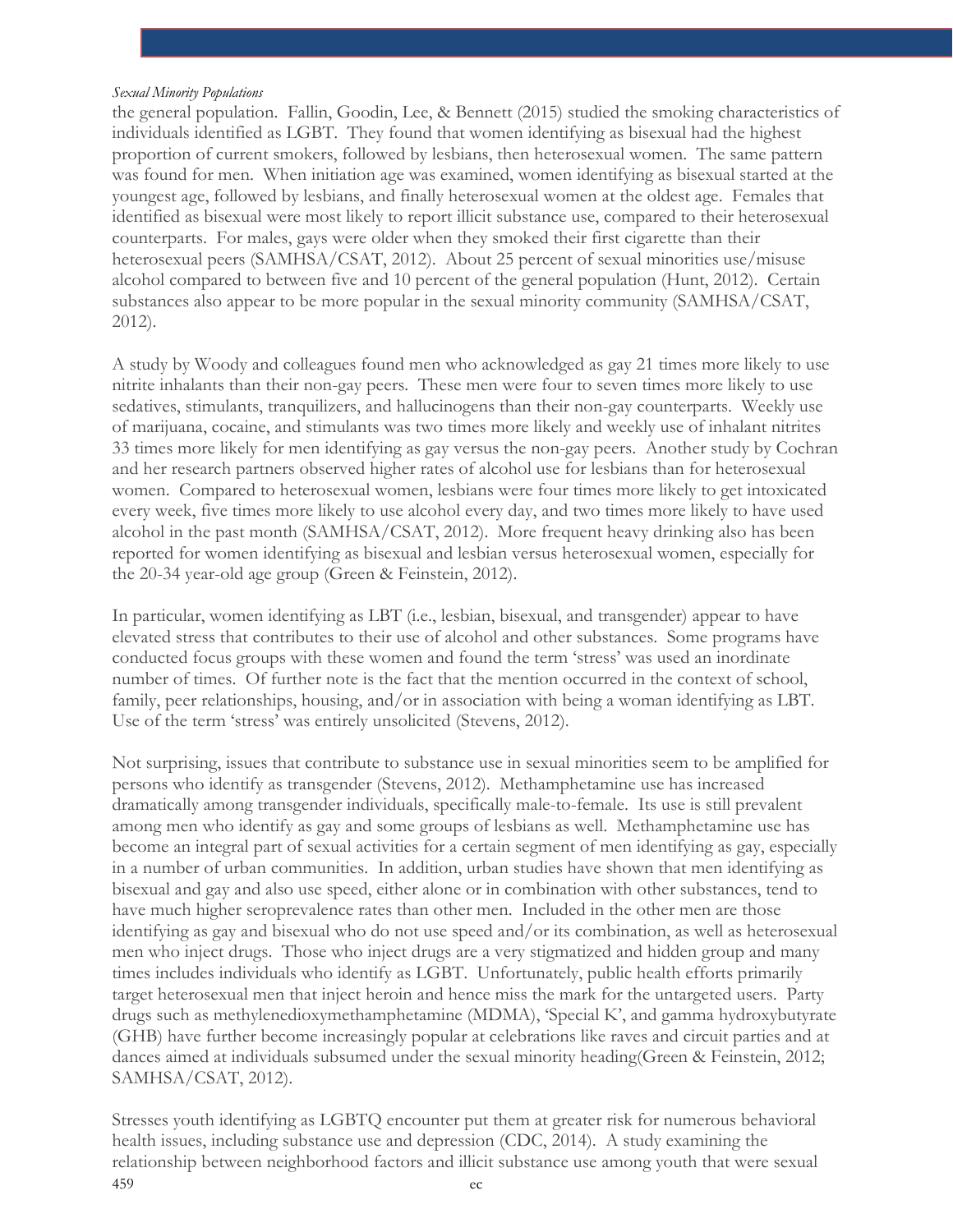the general population. Fallin, Goodin, Lee, & Bennett (2015) studied the smoking characteristics of individuals identified as LGBT. They found that women identifying as bisexual had the highest proportion of current smokers, followed by lesbians, then heterosexual women. The same pattern was found for men. When initiation age was examined, women identifying as bisexual started at the youngest age, followed by lesbians, and finally heterosexual women at the oldest age. Females that identified as bisexual were most likely to report illicit substance use, compared to their heterosexual counterparts. For males, gays were older when they smoked their first cigarette than their heterosexual peers (SAMHSA/CSAT, 2012). About 25 percent of sexual minorities use/misuse alcohol compared to between five and 10 percent of the general population (Hunt, 2012). Certain substances also appear to be more popular in the sexual minority community (SAMHSA/CSAT, 2012).

A study by Woody and colleagues found men who acknowledged as gay 21 times more likely to use nitrite inhalants than their non-gay peers. These men were four to seven times more likely to use sedatives, stimulants, tranquilizers, and hallucinogens than their non-gay counterparts. Weekly use of marijuana, cocaine, and stimulants was two times more likely and weekly use of inhalant nitrites 33 times more likely for men identifying as gay versus the non-gay peers. Another study by Cochran and her research partners observed higher rates of alcohol use for lesbians than for heterosexual women. Compared to heterosexual women, lesbians were four times more likely to get intoxicated every week, five times more likely to use alcohol every day, and two times more likely to have used alcohol in the past month (SAMHSA/CSAT, 2012). More frequent heavy drinking also has been reported for women identifying as bisexual and lesbian versus heterosexual women, especially for the 20-34 year-old age group (Green & Feinstein, 2012).

In particular, women identifying as LBT (i.e., lesbian, bisexual, and transgender) appear to have elevated stress that contributes to their use of alcohol and other substances. Some programs have conducted focus groups with these women and found the term 'stress' was used an inordinate number of times. Of further note is the fact that the mention occurred in the context of school, family, peer relationships, housing, and/or in association with being a woman identifying as LBT. Use of the term 'stress' was entirely unsolicited (Stevens, 2012).

Not surprising, issues that contribute to substance use in sexual minorities seem to be amplified for persons who identify as transgender (Stevens, 2012). Methamphetamine use has increased dramatically among transgender individuals, specifically male-to-female. Its use is still prevalent among men who identify as gay and some groups of lesbians as well. Methamphetamine use has become an integral part of sexual activities for a certain segment of men identifying as gay, especially in a number of urban communities. In addition, urban studies have shown that men identifying as bisexual and gay and also use speed, either alone or in combination with other substances, tend to have much higher seroprevalence rates than other men. Included in the other men are those identifying as gay and bisexual who do not use speed and/or its combination, as well as heterosexual men who inject drugs. Those who inject drugs are a very stigmatized and hidden group and many times includes individuals who identify as LGBT. Unfortunately, public health efforts primarily target heterosexual men that inject heroin and hence miss the mark for the untargeted users. Party drugs such as methylenedioxymethamphetamine (MDMA), 'Special K', and gamma hydroxybutyrate (GHB) have further become increasingly popular at celebrations like raves and circuit parties and at dances aimed at individuals subsumed under the sexual minority heading(Green & Feinstein, 2012; SAMHSA/CSAT, 2012).

Stresses youth identifying as LGBTQ encounter put them at greater risk for numerous behavioral health issues, including substance use and depression (CDC, 2014). A study examining the relationship between neighborhood factors and illicit substance use among youth that were sexual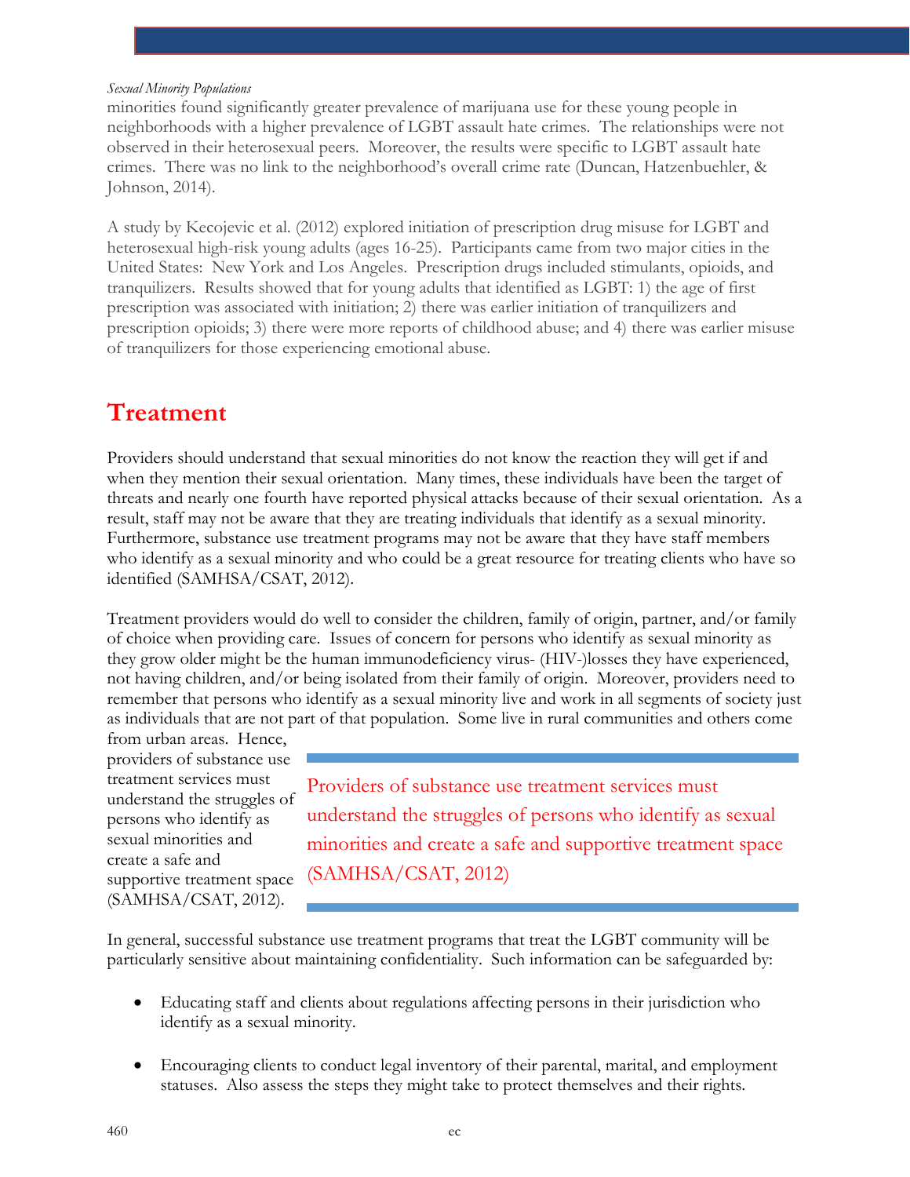minorities found significantly greater prevalence of marijuana use for these young people in neighborhoods with a higher prevalence of LGBT assault hate crimes. The relationships were not observed in their heterosexual peers. Moreover, the results were specific to LGBT assault hate crimes. There was no link to the neighborhood's overall crime rate (Duncan, Hatzenbuehler, & Johnson, 2014).

A study by Kecojevic et al. (2012) explored initiation of prescription drug misuse for LGBT and heterosexual high-risk young adults (ages 16-25). Participants came from two major cities in the United States: New York and Los Angeles. Prescription drugs included stimulants, opioids, and tranquilizers. Results showed that for young adults that identified as LGBT: 1) the age of first prescription was associated with initiation; 2) there was earlier initiation of tranquilizers and prescription opioids; 3) there were more reports of childhood abuse; and 4) there was earlier misuse of tranquilizers for those experiencing emotional abuse.

## Treatment

Providers should understand that sexual minorities do not know the reaction they will get if and when they mention their sexual orientation. Many times, these individuals have been the target of threats and nearly one fourth have reported physical attacks because of their sexual orientation. As a result, staff may not be aware that they are treating individuals that identify as a sexual minority. Furthermore, substance use treatment programs may not be aware that they have staff members who identify as a sexual minority and who could be a great resource for treating clients who have so identified (SAMHSA/CSAT, 2012).

Treatment providers would do well to consider the children, family of origin, partner, and/or family of choice when providing care. Issues of concern for persons who identify as sexual minority as they grow older might be the human immunodeficiency virus- (HIV-)losses they have experienced, not having children, and/or being isolated from their family of origin. Moreover, providers need to remember that persons who identify as a sexual minority live and work in all segments of society just as individuals that are not part of that population. Some live in rural communities and others come from urban areas. Hence, providers of substance use treatment services must understand the struggles of persons who identify as sexual minorities and create a safe and supportive treatment space (SAMHSA/CSAT, 2012).

> Providers of substance use treatment services must understand the struggles of persons who identify as sexual minorities and create a safe and supportive treatment space (SAMHSA/CSAT, 2012)

In general, successful substance use treatment programs that treat the LGBT community will be particularly sensitive about maintaining confidentiality. Such information can be safeguarded by:

- Educating staff and clients about regulations affecting persons in their jurisdiction who identify as a sexual minority.
- Encouraging clients to conduct legal inventory of their parental, marital, and employment statuses. Also assess the steps they might take to protect themselves and their rights.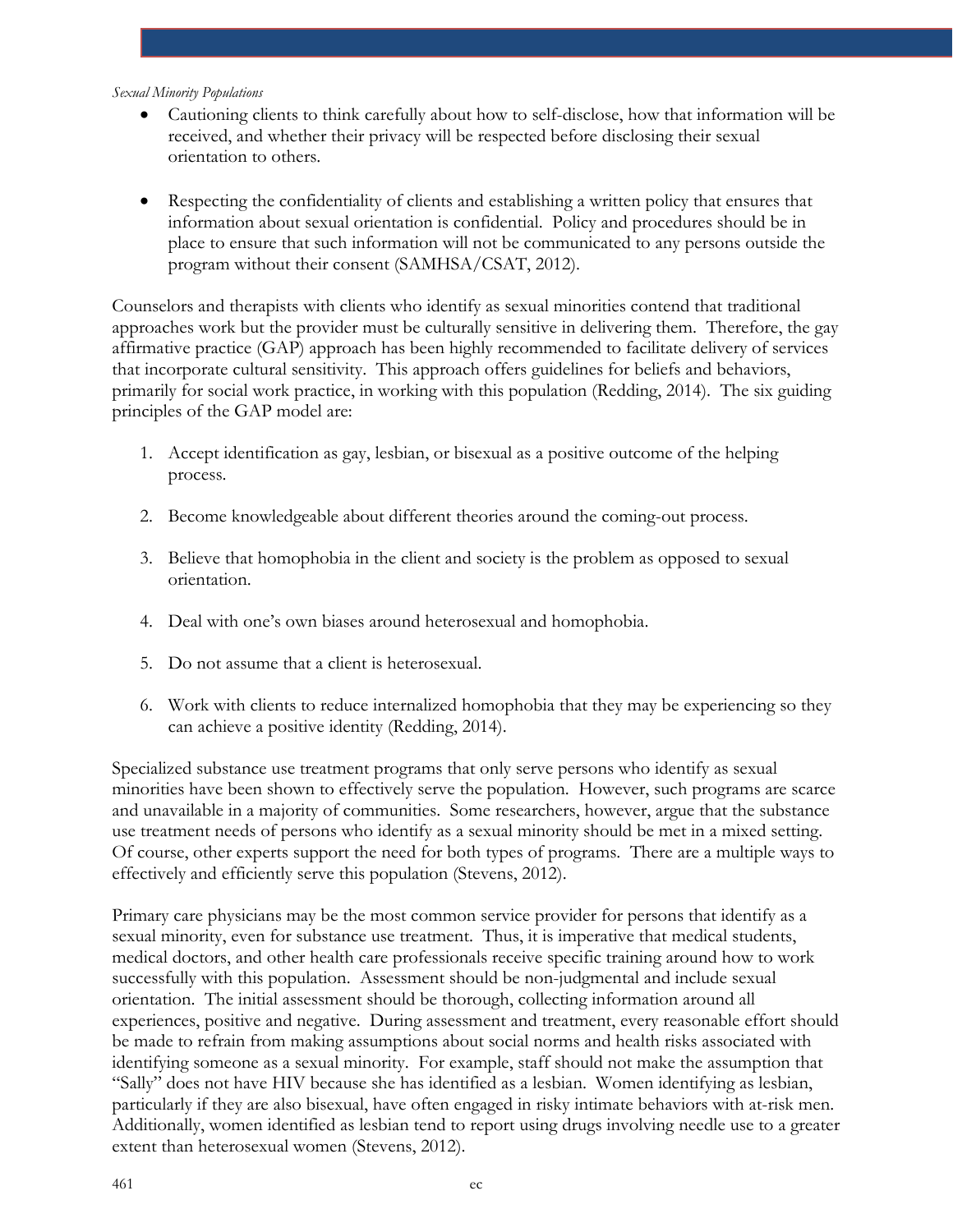*Sexual Minority Populations*

- Cautioning clients to think carefully about how to self-disclose, how that information will be received, and whether their privacy will be respected before disclosing their sexual orientation to others.

- Respecting the confidentiality of clients and establishing a written policy that ensures that information about sexual orientation is confidential. Policy and procedures should be in place to ensure that such information will not be communicated to any persons outside the program without their consent (SAMHSA/CSAT, 2012).

Counselors and therapists with clients who identify as sexual minorities contend that traditional approaches work but the provider must be culturally sensitive in delivering them. Therefore, the gay affirmative practice (GAP) approach has been highly recommended to facilitate delivery of services that incorporate cultural sensitivity. This approach offers guidelines for beliefs and behaviors, primarily for social work practice, in working with this population (Redding, 2014). The six guiding principles of the GAP model are:

1. Accept identification as gay, lesbian, or bisexual as a positive outcome of the helping process.

2. Become knowledgeable about different theories around the coming-out process.

3. Believe that homophobia in the client and society is the problem as opposed to sexual orientation.

4. Deal with one's own biases around heterosexual and homophobia.

5. Do not assume that a client is heterosexual.

6. Work with clients to reduce internalized homophobia that they may be experiencing so they can achieve a positive identity (Redding, 2014).

Specialized substance use treatment programs that only serve persons who identify as sexual minorities have been shown to effectively serve the population. However, such programs are scarce and unavailable in a majority of communities. Some researchers, however, argue that the substance use treatment needs of persons who identify as a sexual minority should be met in a mixed setting. Of course, other experts support the need for both types of programs. There are a multiple ways to effectively and efficiently serve this population (Stevens, 2012).

Primary care physicians may be the most common service provider for persons that identify as a sexual minority, even for substance use treatment. Thus, it is imperative that medical students, medical doctors, and other health care professionals receive specific training around how to work successfully with this population. Assessment should be non-judgmental and include sexual orientation. The initial assessment should be thorough, collecting information around all experiences, positive and negative. During assessment and treatment, every reasonable effort should be made to refrain from making assumptions about social norms and health risks associated with identifying someone as a sexual minority. For example, staff should not make the assumption that "Sally" does not have HIV because she has identified as a lesbian. Women identifying as lesbian, particularly if they are also bisexual, have often engaged in risky intimate behaviors with at-risk men. Additionally, women identified as lesbian tend to report using drugs involving needle use to a greater extent than heterosexual women (Stevens, 2012).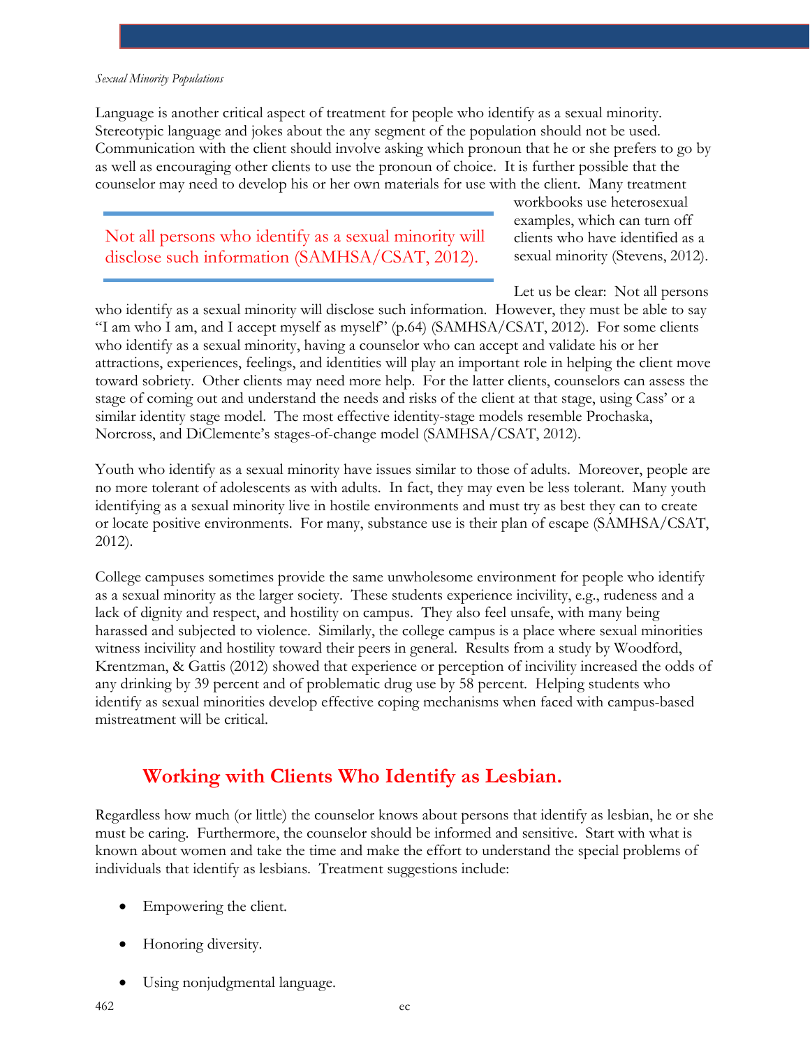Language is another critical aspect of treatment for people who identify as a sexual minority. Stereotypic language and jokes about the any segment of the population should not be used. Communication with the client should involve asking which pronoun that he or she prefers to go by as well as encouraging other clients to use the pronoun of choice. It is further possible that the counselor may need to develop his or her own materials for use with the client. Many treatment workbooks use heterosexual examples, which can turn off clients who have identified as a sexual minority (Stevens, 2012).

> Not all persons who identify as a sexual minority will disclose such information (SAMHSA/CSAT, 2012).

Let us be clear: Not all persons who identify as a sexual minority will disclose such information. However, they must be able to say "I am who I am, and I accept myself as myself" (p.64) (SAMHSA/CSAT, 2012). For some clients who identify as a sexual minority, having a counselor who can accept and validate his or her attractions, experiences, feelings, and identities will play an important role in helping the client move toward sobriety. Other clients may need more help. For the latter clients, counselors can assess the stage of coming out and understand the needs and risks of the client at that stage, using Cass' or a similar identity stage model. The most effective identity-stage models resemble Prochaska, Norcross, and DiClemente's stages-of-change model (SAMHSA/CSAT, 2012).

Youth who identify as a sexual minority have issues similar to those of adults. Moreover, people are no more tolerant of adolescents as with adults. In fact, they may even be less tolerant. Many youth identifying as a sexual minority live in hostile environments and must try as best they can to create or locate positive environments. For many, substance use is their plan of escape (SAMHSA/CSAT, 2012).

College campuses sometimes provide the same unwholesome environment for people who identify as a sexual minority as the larger society. These students experience incivility, e.g., rudeness and a lack of dignity and respect, and hostility on campus. They also feel unsafe, with many being harassed and subjected to violence. Similarly, the college campus is a place where sexual minorities witness incivility and hostility toward their peers in general. Results from a study by Woodford, Krentzman, & Gattis (2012) showed that experience or perception of incivility increased the odds of any drinking by 39 percent and of problematic drug use by 58 percent. Helping students who identify as sexual minorities develop effective coping mechanisms when faced with campus-based mistreatment will be critical.

## Working with Clients Who Identify as Lesbian.

Regardless how much (or little) the counselor knows about persons that identify as lesbian, he or she must be caring. Furthermore, the counselor should be informed and sensitive. Start with what is known about women and take the time and make the effort to understand the special problems of individuals that identify as lesbians. Treatment suggestions include:

- Empowering the client.
- Honoring diversity.
- Using nonjudgmental language.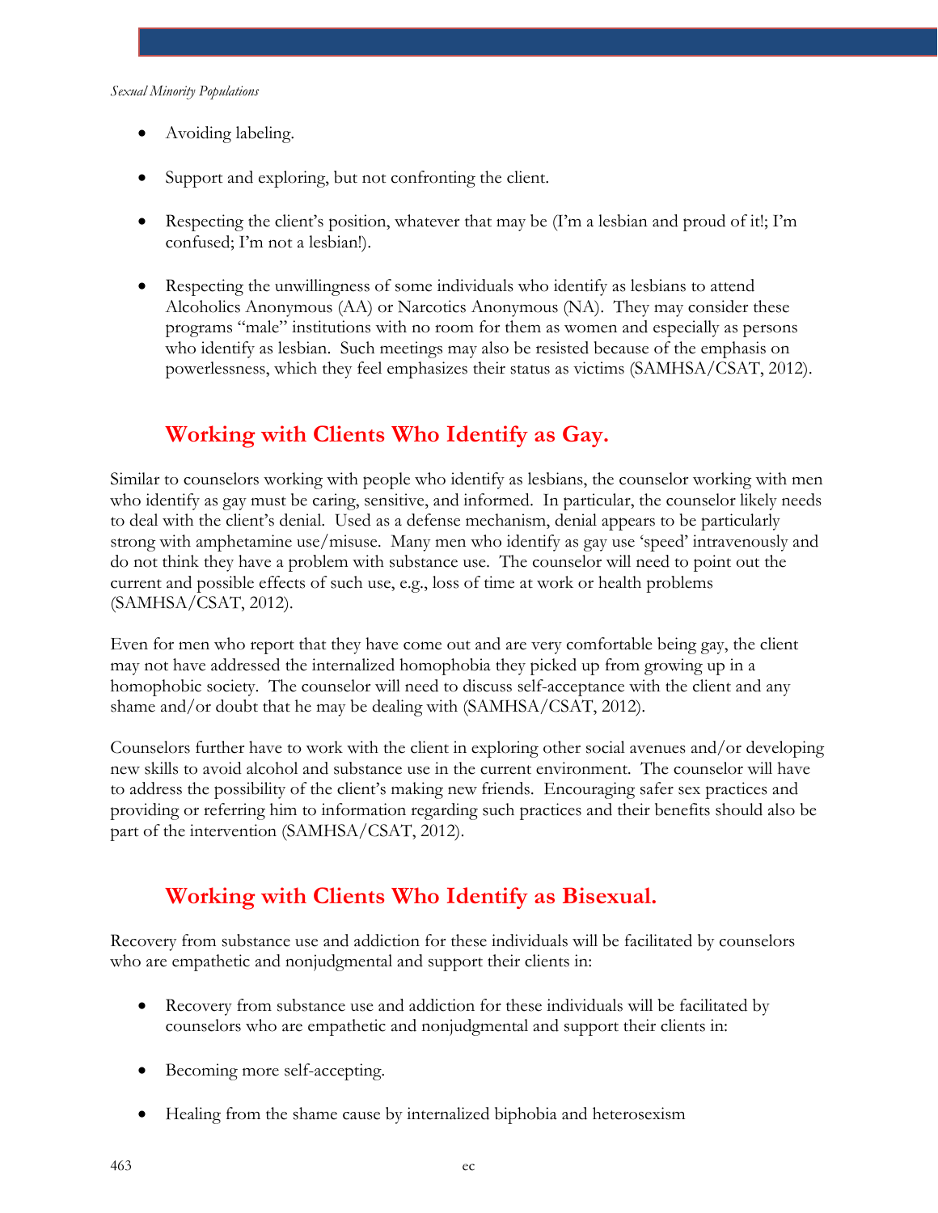- Avoiding labeling.
- Support and exploring, but not confronting the client.
- Respecting the client's position, whatever that may be (I'm a lesbian and proud of it!; I'm confused; I'm not a lesbian!).
- Respecting the unwillingness of some individuals who identify as lesbians to attend Alcoholics Anonymous (AA) or Narcotics Anonymous (NA). They may consider these programs "male" institutions with no room for them as women and especially as persons who identify as lesbian. Such meetings may also be resisted because of the emphasis on powerlessness, which they feel emphasizes their status as victims (SAMHSA/CSAT, 2012).

## Working with Clients Who Identify as Gay.

Similar to counselors working with people who identify as lesbians, the counselor working with men who identify as gay must be caring, sensitive, and informed. In particular, the counselor likely needs to deal with the client's denial. Used as a defense mechanism, denial appears to be particularly strong with amphetamine use/misuse. Many men who identify as gay use 'speed' intravenously and do not think they have a problem with substance use. The counselor will need to point out the current and possible effects of such use, e.g., loss of time at work or health problems (SAMHSA/CSAT, 2012).

Even for men who report that they have come out and are very comfortable being gay, the client may not have addressed the internalized homophobia they picked up from growing up in a homophobic society. The counselor will need to discuss self-acceptance with the client and any shame and/or doubt that he may be dealing with (SAMHSA/CSAT, 2012).

Counselors further have to work with the client in exploring other social avenues and/or developing new skills to avoid alcohol and substance use in the current environment. The counselor will have to address the possibility of the client's making new friends. Encouraging safer sex practices and providing or referring him to information regarding such practices and their benefits should also be part of the intervention (SAMHSA/CSAT, 2012).

## Working with Clients Who Identify as Bisexual.

Recovery from substance use and addiction for these individuals will be facilitated by counselors who are empathetic and nonjudgmental and support their clients in:

- Recovery from substance use and addiction for these individuals will be facilitated by counselors who are empathetic and nonjudgmental and support their clients in:
- Becoming more self-accepting.
- Healing from the shame cause by internalized biphobia and heterosexism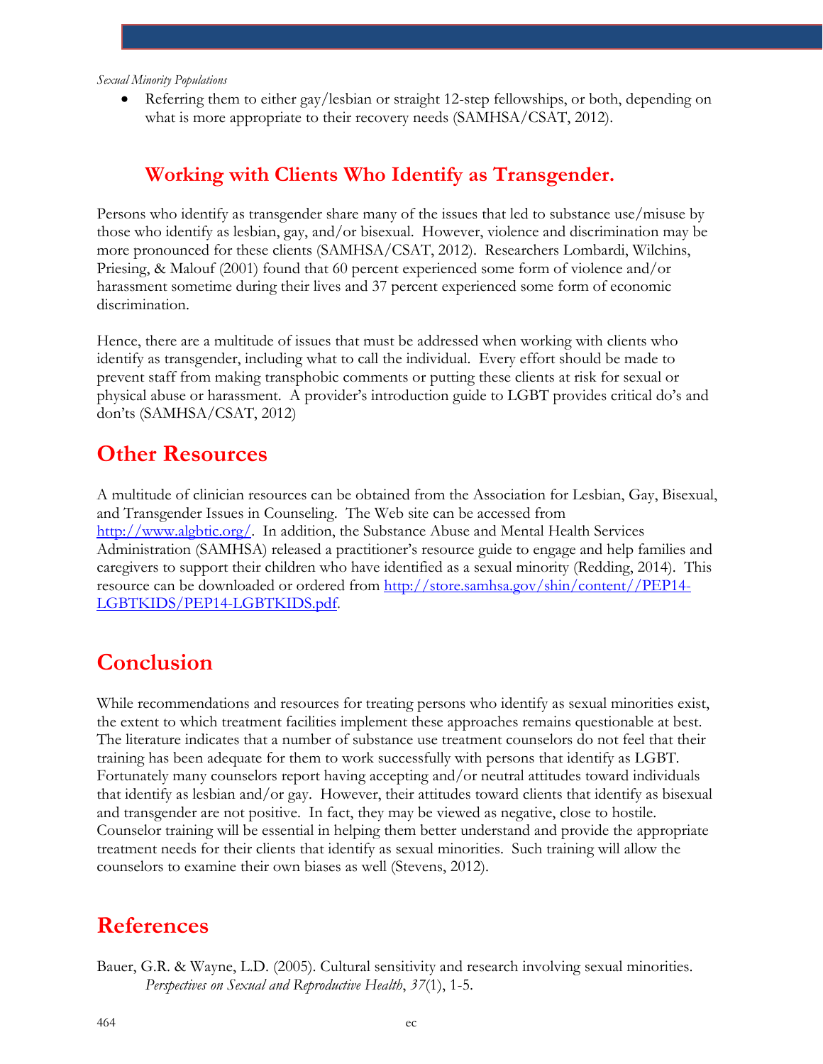- Referring them to either gay/lesbian or straight 12-step fellowships, or both, depending on what is more appropriate to their recovery needs (SAMHSA/CSAT, 2012).

### Working with Clients Who Identify as Transgender.

Persons who identify as transgender share many of the issues that led to substance use/misuse by those who identify as lesbian, gay, and/or bisexual. However, violence and discrimination may be more pronounced for these clients (SAMHSA/CSAT, 2012). Researchers Lombardi, Wilchins, Priesing, & Malouf (2001) found that 60 percent experienced some form of violence and/or harassment sometime during their lives and 37 percent experienced some form of economic discrimination.

Hence, there are a multitude of issues that must be addressed when working with clients who identify as transgender, including what to call the individual. Every effort should be made to prevent staff from making transphobic comments or putting these clients at risk for sexual or physical abuse or harassment. A provider's introduction guide to LGBT provides critical do's and don'ts (SAMHSA/CSAT, 2012)

## Other Resources

A multitude of clinician resources can be obtained from the Association for Lesbian, Gay, Bisexual, and Transgender Issues in Counseling. The Web site can be accessed from http://www.algbtic.org/. In addition, the Substance Abuse and Mental Health Services Administration (SAMHSA) released a practitioner's resource guide to engage and help families and caregivers to support their children who have identified as a sexual minority (Redding, 2014). This resource can be downloaded or ordered from http://store.samhsa.gov/shin/content//PEP14-LGBTKIDS/PEP14-LGBTKIDS.pdf.

## Conclusion

While recommendations and resources for treating persons who identify as sexual minorities exist, the extent to which treatment facilities implement these approaches remains questionable at best. The literature indicates that a number of substance use treatment counselors do not feel that their training has been adequate for them to work successfully with persons that identify as LGBT. Fortunately many counselors report having accepting and/or neutral attitudes toward individuals that identify as lesbian and/or gay. However, their attitudes toward clients that identify as bisexual and transgender are not positive. In fact, they may be viewed as negative, close to hostile. Counselor training will be essential in helping them better understand and provide the appropriate treatment needs for their clients that identify as sexual minorities. Such training will allow the counselors to examine their own biases as well (Stevens, 2012).

## References

Bauer, G.R. & Wayne, L.D. (2005). Cultural sensitivity and research involving sexual minorities. *Perspectives on Sexual and Reproductive Health*, *37*(1), 1-5.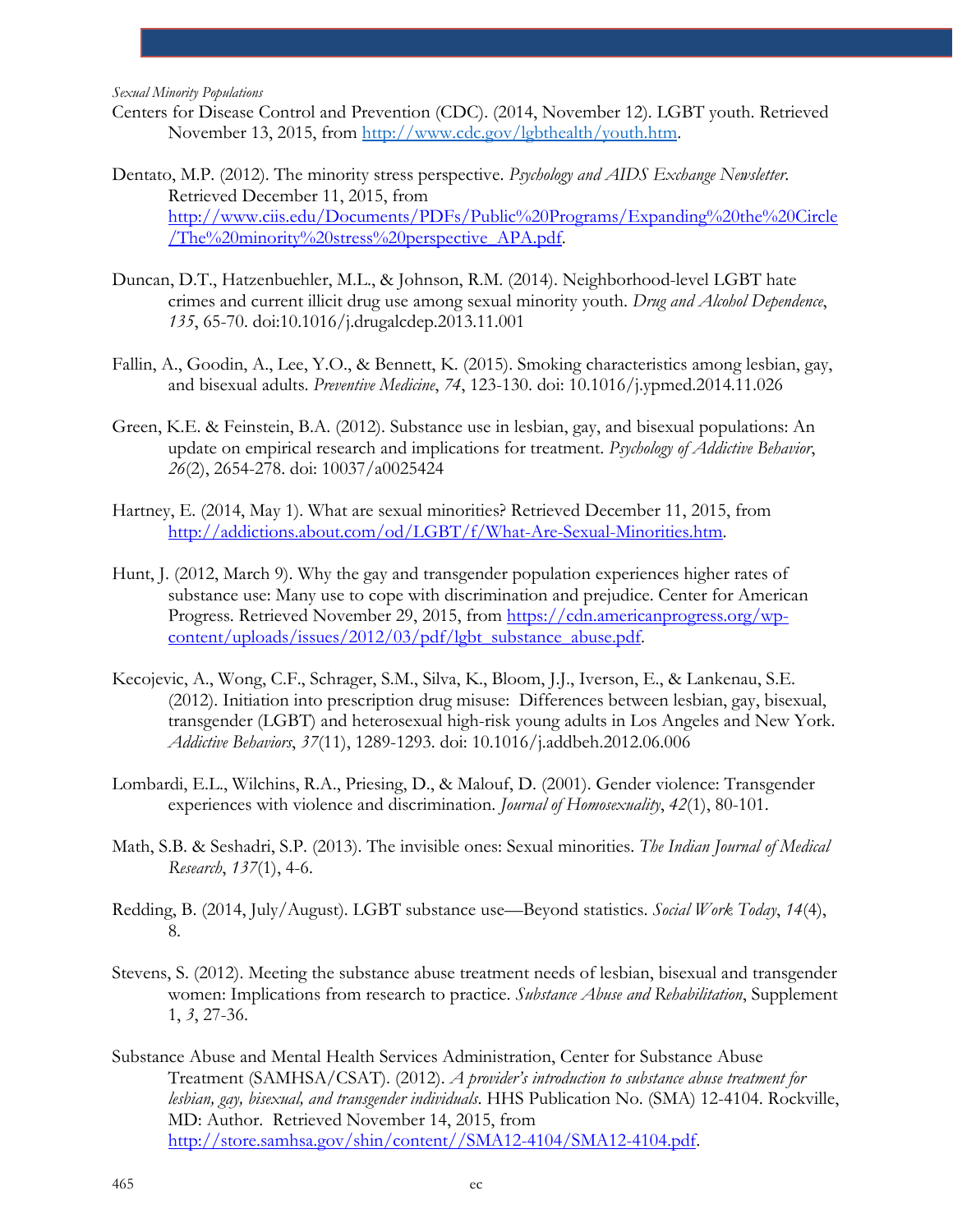*Sexual Minority Populations*

Centers for Disease Control and Prevention (CDC). (2014, November 12). LGBT youth. Retrieved November 13, 2015, from http://www.cdc.gov/lgbthealth/youth.htm.

Dentato, M.P. (2012). The minority stress perspective. *Psychology and AIDS Exchange Newsletter.* Retrieved December 11, 2015, from http://www.ciis.edu/Documents/PDFs/Public%20Programs/Expanding%20the%20Circle/The%20minority%20stress%20perspective_APA.pdf.

Duncan, D.T., Hatzenbuehler, M.L., & Johnson, R.M. (2014). Neighborhood-level LGBT hate crimes and current illicit drug use among sexual minority youth. *Drug and Alcohol Dependence*, *135*, 65-70. doi:10.1016/j.drugalcdep.2013.11.001

Fallin, A., Goodin, A., Lee, Y.O., & Bennett, K. (2015). Smoking characteristics among lesbian, gay, and bisexual adults. *Preventive Medicine*, *74*, 123-130. doi: 10.1016/j.ypmed.2014.11.026

Green, K.E. & Feinstein, B.A. (2012). Substance use in lesbian, gay, and bisexual populations: An update on empirical research and implications for treatment. *Psychology of Addictive Behavior*, *26*(2), 2654-278. doi: 10037/a0025424

Hartney, E. (2014, May 1). What are sexual minorities? Retrieved December 11, 2015, from http://addictions.about.com/od/LGBT/f/What-Are-Sexual-Minorities.htm.

Hunt, J. (2012, March 9). Why the gay and transgender population experiences higher rates of substance use: Many use to cope with discrimination and prejudice. Center for American Progress. Retrieved November 29, 2015, from https://cdn.americanprogress.org/wp-content/uploads/issues/2012/03/pdf/lgbt_substance_abuse.pdf.

Kecojevic, A., Wong, C.F., Schrager, S.M., Silva, K., Bloom, J.J., Iverson, E., & Lankenau, S.E. (2012). Initiation into prescription drug misuse: Differences between lesbian, gay, bisexual, transgender (LGBT) and heterosexual high-risk young adults in Los Angeles and New York. *Addictive Behaviors*, *37*(11), 1289-1293. doi: 10.1016/j.addbeh.2012.06.006

Lombardi, E.L., Wilchins, R.A., Priesing, D., & Malouf, D. (2001). Gender violence: Transgender experiences with violence and discrimination. *Journal of Homosexuality*, *42*(1), 80-101.

Math, S.B. & Seshadri, S.P. (2013). The invisible ones: Sexual minorities. *The Indian Journal of Medical Research*, *137*(1), 4-6.

Redding, B. (2014, July/August). LGBT substance use—Beyond statistics. *Social Work Today*, *14*(4), 8.

Stevens, S. (2012). Meeting the substance abuse treatment needs of lesbian, bisexual and transgender women: Implications from research to practice. *Substance Abuse and Rehabilitation*, Supplement 1, *3*, 27-36.

Substance Abuse and Mental Health Services Administration, Center for Substance Abuse Treatment (SAMHSA/CSAT). (2012). *A provider's introduction to substance abuse treatment for lesbian, gay, bisexual, and transgender individuals*. HHS Publication No. (SMA) 12-4104. Rockville, MD: Author. Retrieved November 14, 2015, from http://store.samhsa.gov/shin/content//SMA12-4104/SMA12-4104.pdf.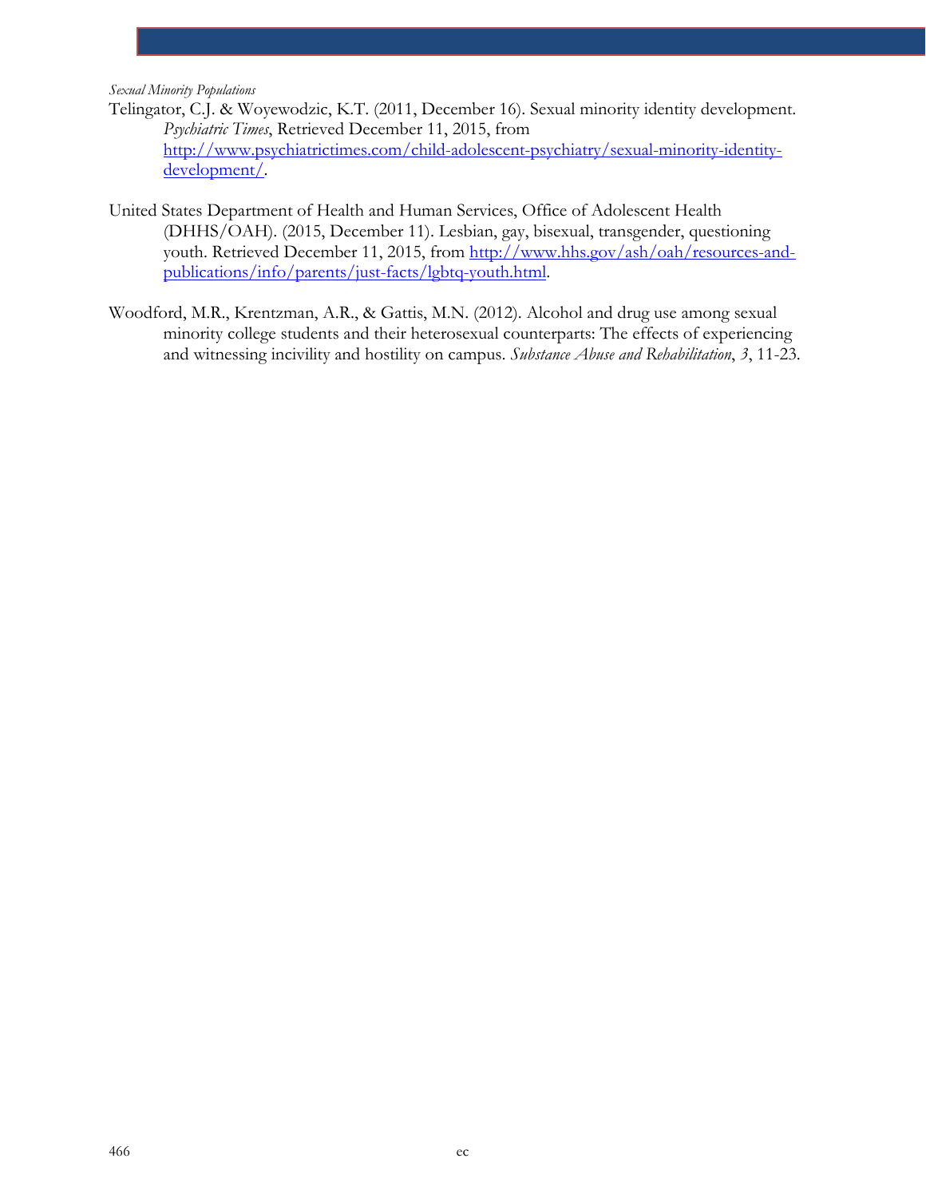*Sexual Minority Populations*

Telingator, C.J. & Woyewodzic, K.T. (2011, December 16). Sexual minority identity development. *Psychiatric Times*, Retrieved December 11, 2015, from http://www.psychiatrictimes.com/child-adolescent-psychiatry/sexual-minority-identity-development/.

United States Department of Health and Human Services, Office of Adolescent Health (DHHS/OAH). (2015, December 11). Lesbian, gay, bisexual, transgender, questioning youth. Retrieved December 11, 2015, from http://www.hhs.gov/ash/oah/resources-and-publications/info/parents/just-facts/lgbtq-youth.html.

Woodford, M.R., Krentzman, A.R., & Gattis, M.N. (2012). Alcohol and drug use among sexual minority college students and their heterosexual counterparts: The effects of experiencing and witnessing incivility and hostility on campus. *Substance Abuse and Rehabilitation*, *3*, 11-23.